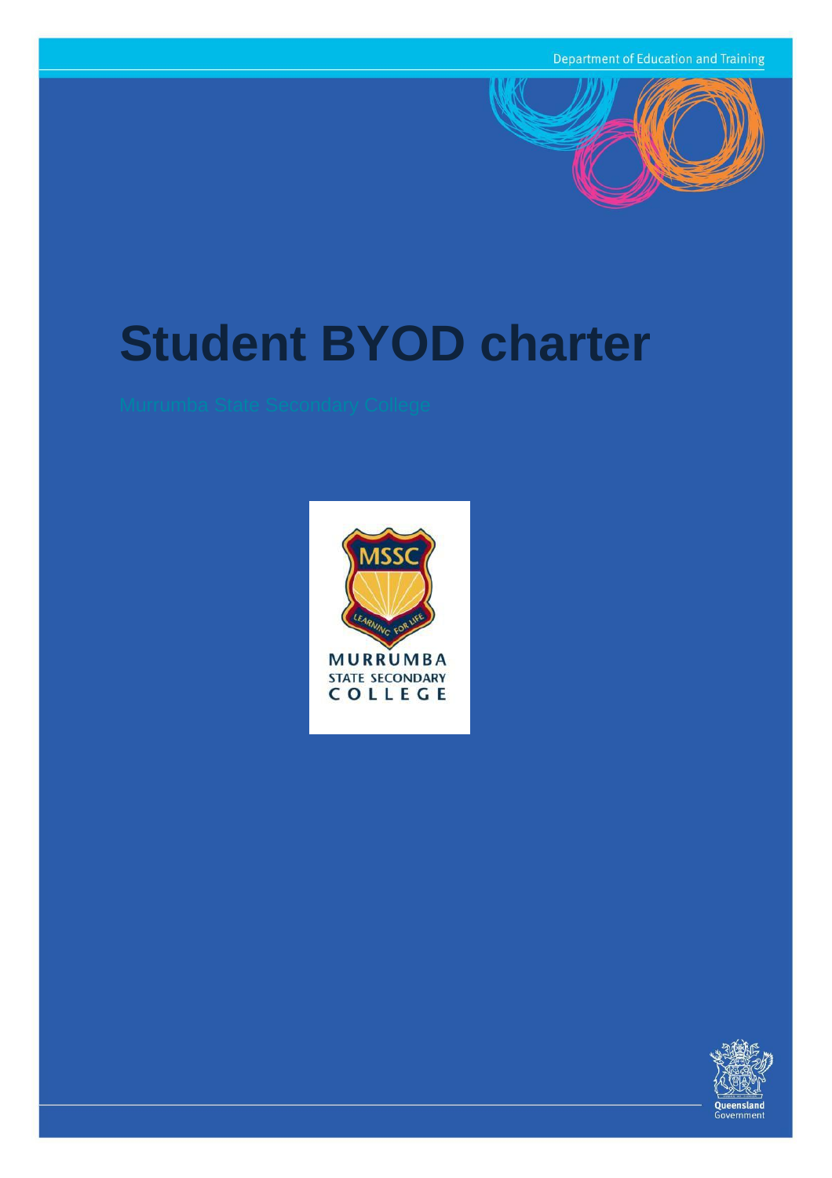Department of Education and Training

# Student BYOD charter

Murrumba State Secondary College

MURRUMBA STATE SECONDARY COLLEGE

Queensland Government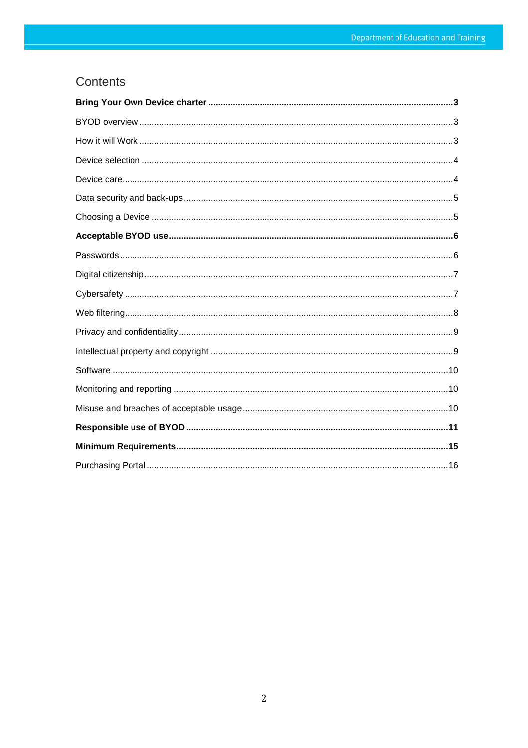# Contents

**Bring Your Own Device charter** .......... **3**

BYOD overview .......... 3

How it will Work .......... 3

Device selection .......... 4

Device care .......... 4

Data security and back-ups .......... 5

Choosing a Device .......... 5

**Acceptable BYOD use** .......... **6**

Passwords .......... 6

Digital citizenship .......... 7

Cybersafety .......... 7

Web filtering .......... 8

Privacy and confidentiality .......... 9

Intellectual property and copyright .......... 9

Software .......... 10

Monitoring and reporting .......... 10

Misuse and breaches of acceptable usage .......... 10

**Responsible use of BYOD** .......... **11**

**Minimum Requirements** .......... **15**

Purchasing Portal .......... 16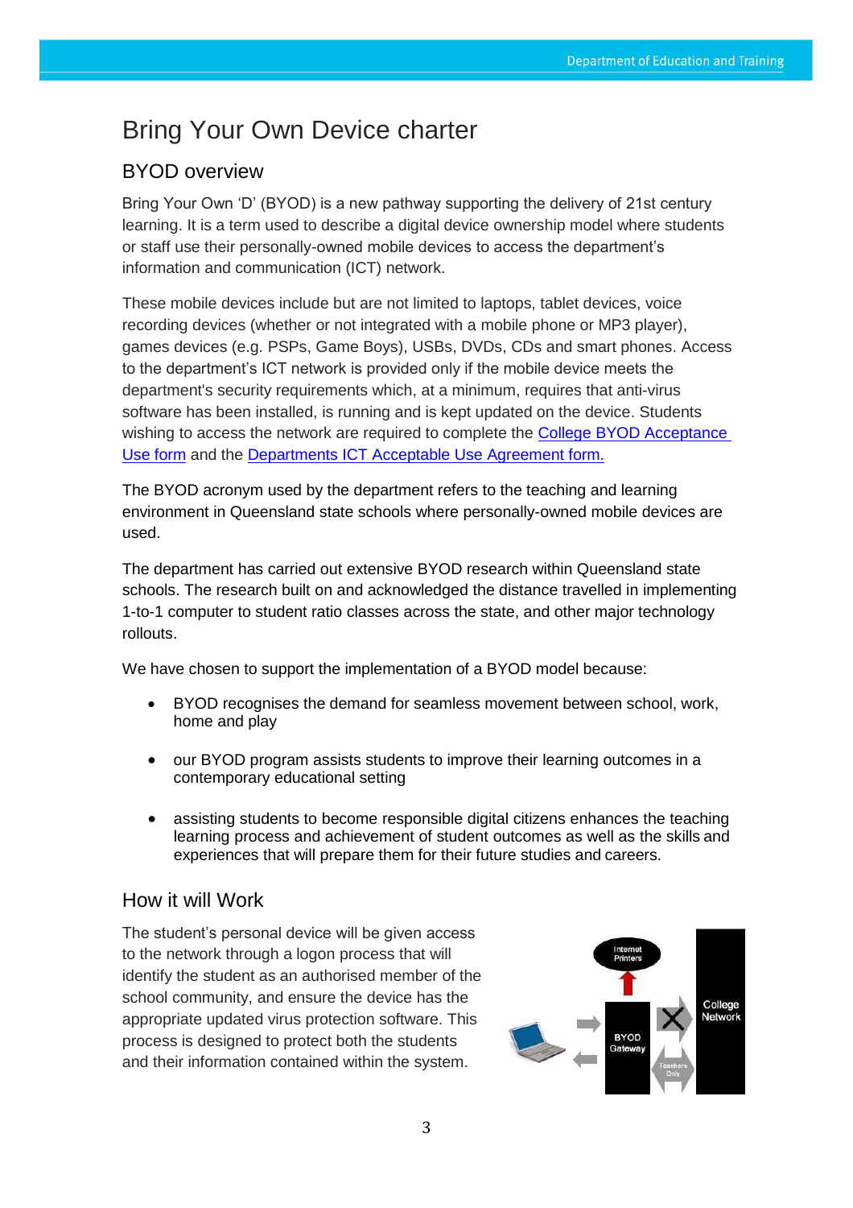# Bring Your Own Device charter

## BYOD overview

Bring Your Own 'D' (BYOD) is a new pathway supporting the delivery of 21st century learning. It is a term used to describe a digital device ownership model where students or staff use their personally-owned mobile devices to access the department's information and communication (ICT) network.

These mobile devices include but are not limited to laptops, tablet devices, voice recording devices (whether or not integrated with a mobile phone or MP3 player), games devices (e.g. PSPs, Game Boys), USBs, DVDs, CDs and smart phones. Access to the department's ICT network is provided only if the mobile device meets the department's security requirements which, at a minimum, requires that anti-virus software has been installed, is running and is kept updated on the device. Students wishing to access the network are required to complete the College BYOD Acceptance Use form and the Departments ICT Acceptable Use Agreement form.

The BYOD acronym used by the department refers to the teaching and learning environment in Queensland state schools where personally-owned mobile devices are used.

The department has carried out extensive BYOD research within Queensland state schools. The research built on and acknowledged the distance travelled in implementing 1-to-1 computer to student ratio classes across the state, and other major technology rollouts.

We have chosen to support the implementation of a BYOD model because:

- BYOD recognises the demand for seamless movement between school, work, home and play
- our BYOD program assists students to improve their learning outcomes in a contemporary educational setting
- assisting students to become responsible digital citizens enhances the teaching learning process and achievement of student outcomes as well as the skills and experiences that will prepare them for their future studies and careers.

## How it will Work

The student's personal device will be given access to the network through a logon process that will identify the student as an authorised member of the school community, and ensure the device has the appropriate updated virus protection software. This process is designed to protect both the students and their information contained within the system.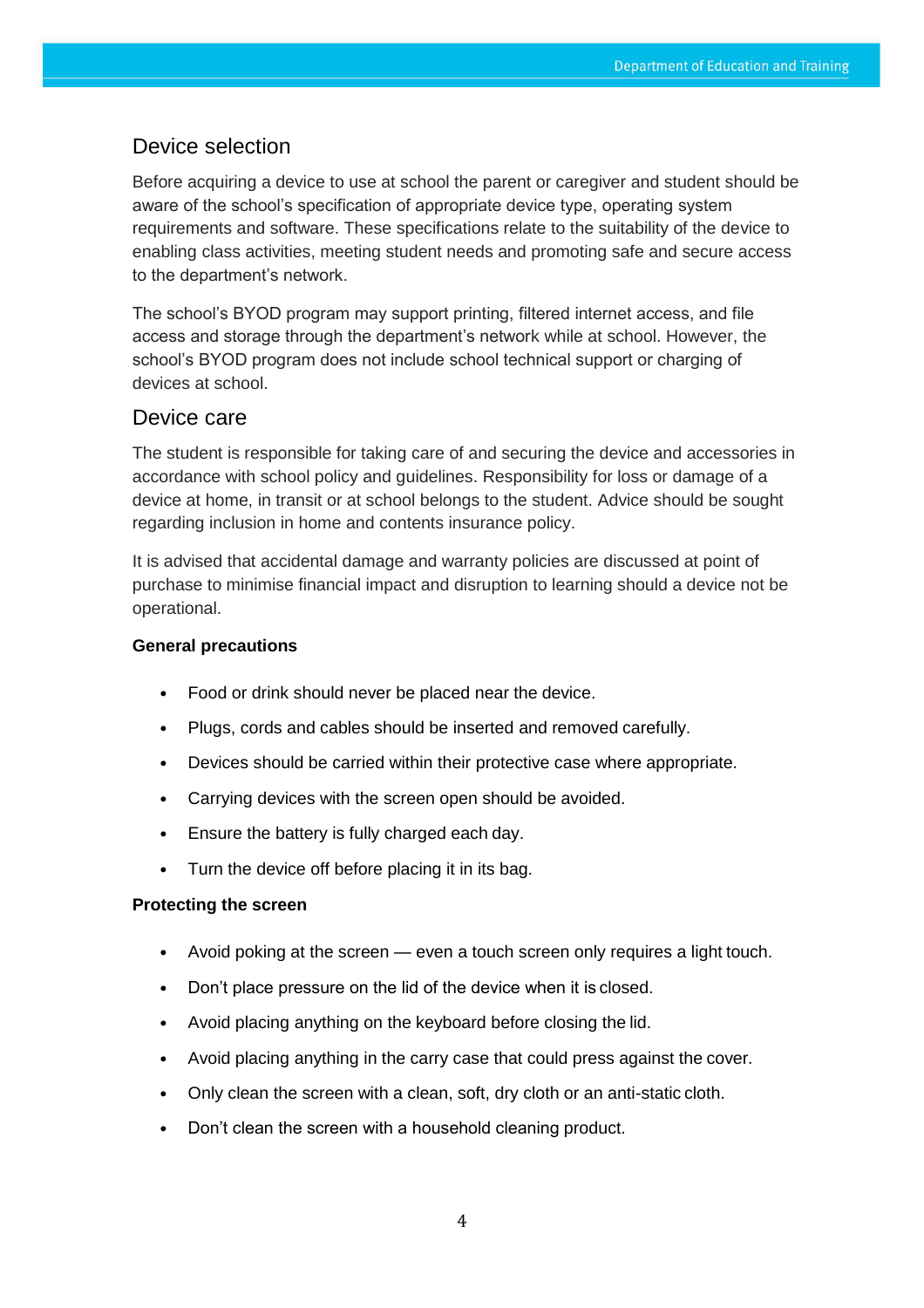## Device selection

Before acquiring a device to use at school the parent or caregiver and student should be aware of the school's specification of appropriate device type, operating system requirements and software. These specifications relate to the suitability of the device to enabling class activities, meeting student needs and promoting safe and secure access to the department's network.

The school's BYOD program may support printing, filtered internet access, and file access and storage through the department's network while at school. However, the school's BYOD program does not include school technical support or charging of devices at school.

## Device care

The student is responsible for taking care of and securing the device and accessories in accordance with school policy and guidelines. Responsibility for loss or damage of a device at home, in transit or at school belongs to the student. Advice should be sought regarding inclusion in home and contents insurance policy.

It is advised that accidental damage and warranty policies are discussed at point of purchase to minimise financial impact and disruption to learning should a device not be operational.

**General precautions**

- Food or drink should never be placed near the device.
- Plugs, cords and cables should be inserted and removed carefully.
- Devices should be carried within their protective case where appropriate.
- Carrying devices with the screen open should be avoided.
- Ensure the battery is fully charged each day.
- Turn the device off before placing it in its bag.

**Protecting the screen**

- Avoid poking at the screen — even a touch screen only requires a light touch.
- Don't place pressure on the lid of the device when it is closed.
- Avoid placing anything on the keyboard before closing the lid.
- Avoid placing anything in the carry case that could press against the cover.
- Only clean the screen with a clean, soft, dry cloth or an anti-static cloth.
- Don't clean the screen with a household cleaning product.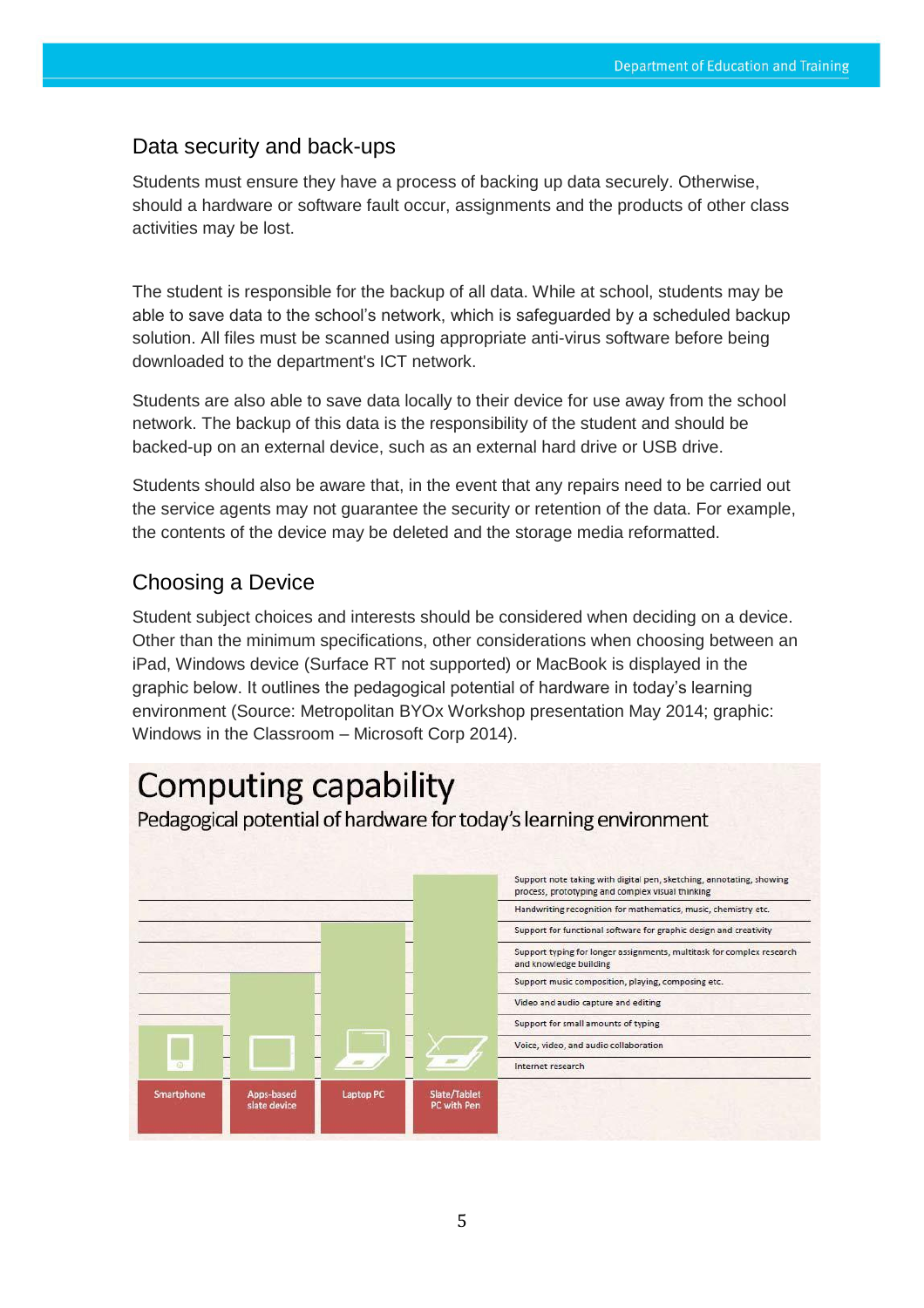## Data security and back-ups

Students must ensure they have a process of backing up data securely. Otherwise, should a hardware or software fault occur, assignments and the products of other class activities may be lost.

The student is responsible for the backup of all data. While at school, students may be able to save data to the school's network, which is safeguarded by a scheduled backup solution. All files must be scanned using appropriate anti-virus software before being downloaded to the department's ICT network.

Students are also able to save data locally to their device for use away from the school network. The backup of this data is the responsibility of the student and should be backed-up on an external device, such as an external hard drive or USB drive.

Students should also be aware that, in the event that any repairs need to be carried out the service agents may not guarantee the security or retention of the data. For example, the contents of the device may be deleted and the storage media reformatted.

## Choosing a Device

Student subject choices and interests should be considered when deciding on a device. Other than the minimum specifications, other considerations when choosing between an iPad, Windows device (Surface RT not supported) or MacBook is displayed in the graphic below. It outlines the pedagogical potential of hardware in today's learning environment (Source: Metropolitan BYOx Workshop presentation May 2014; graphic: Windows in the Classroom – Microsoft Corp 2014).

# Computing capability

Pedagogical potential of hardware for today's learning environment

| Capability | Smartphone | Apps-based slate device | Laptop PC | Slate/Tablet PC with Pen |
|---|---|---|---|---|
| Support note taking with digital pen, sketching, annotating, showing process, prototyping and complex visual thinking | | | | ✓ |
| Handwriting recognition for mathematics, music, chemistry etc. | | | | ✓ |
| Support for functional software for graphic design and creativity | | | ✓ | ✓ |
| Support typing for longer assignments, multitask for complex research and knowledge building | | | ✓ | ✓ |
| Support music composition, playing, composing etc. | | ✓ | ✓ | ✓ |
| Video and audio capture and editing | | ✓ | ✓ | ✓ |
| Support for small amounts of typing | | ✓ | ✓ | ✓ |
| Voice, video, and audio collaboration | ✓ | ✓ | ✓ | ✓ |
| Internet research | ✓ | ✓ | ✓ | ✓ |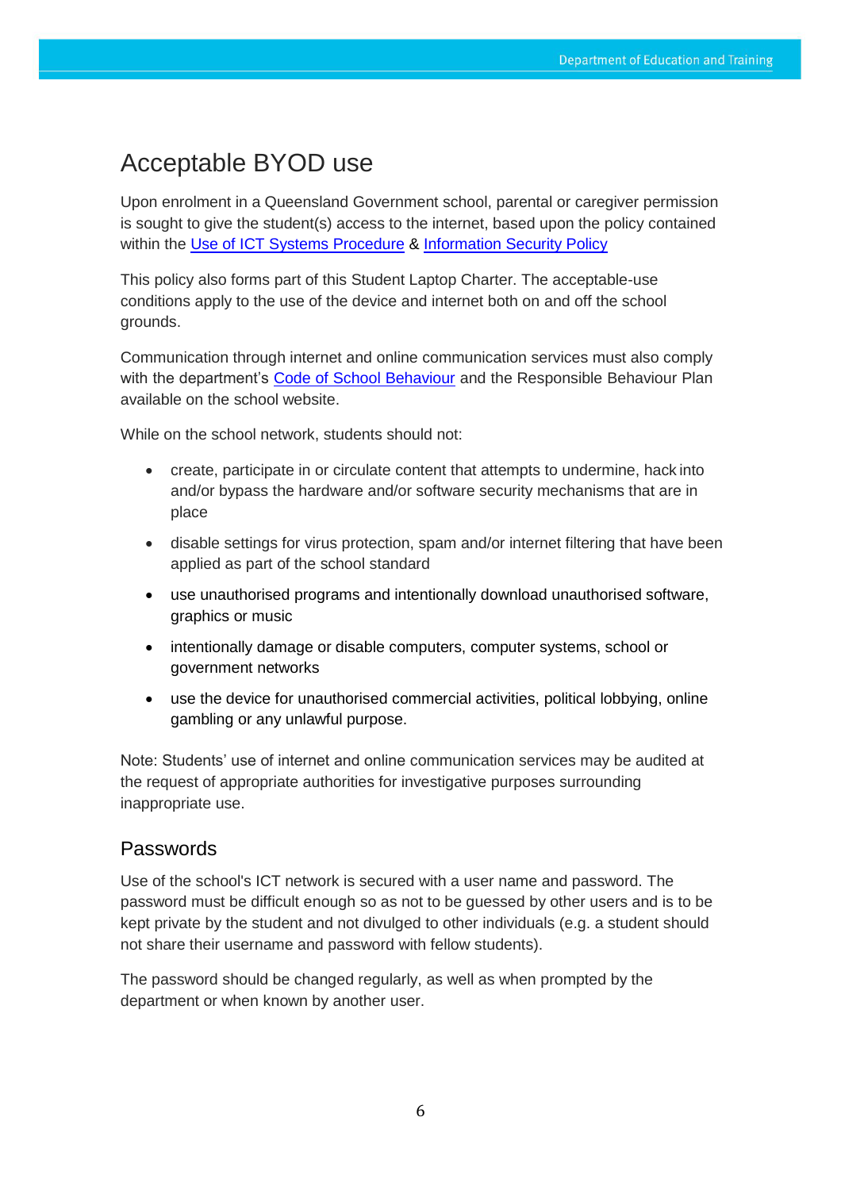# Acceptable BYOD use

Upon enrolment in a Queensland Government school, parental or caregiver permission is sought to give the student(s) access to the internet, based upon the policy contained within the [Use of ICT Systems Procedure] & [Information Security Policy]

This policy also forms part of this Student Laptop Charter. The acceptable-use conditions apply to the use of the device and internet both on and off the school grounds.

Communication through internet and online communication services must also comply with the department's [Code of School Behaviour] and the Responsible Behaviour Plan available on the school website.

While on the school network, students should not:

- create, participate in or circulate content that attempts to undermine, hack into and/or bypass the hardware and/or software security mechanisms that are in place
- disable settings for virus protection, spam and/or internet filtering that have been applied as part of the school standard
- use unauthorised programs and intentionally download unauthorised software, graphics or music
- intentionally damage or disable computers, computer systems, school or government networks
- use the device for unauthorised commercial activities, political lobbying, online gambling or any unlawful purpose.

Note: Students' use of internet and online communication services may be audited at the request of appropriate authorities for investigative purposes surrounding inappropriate use.

## Passwords

Use of the school's ICT network is secured with a user name and password. The password must be difficult enough so as not to be guessed by other users and is to be kept private by the student and not divulged to other individuals (e.g. a student should not share their username and password with fellow students).

The password should be changed regularly, as well as when prompted by the department or when known by another user.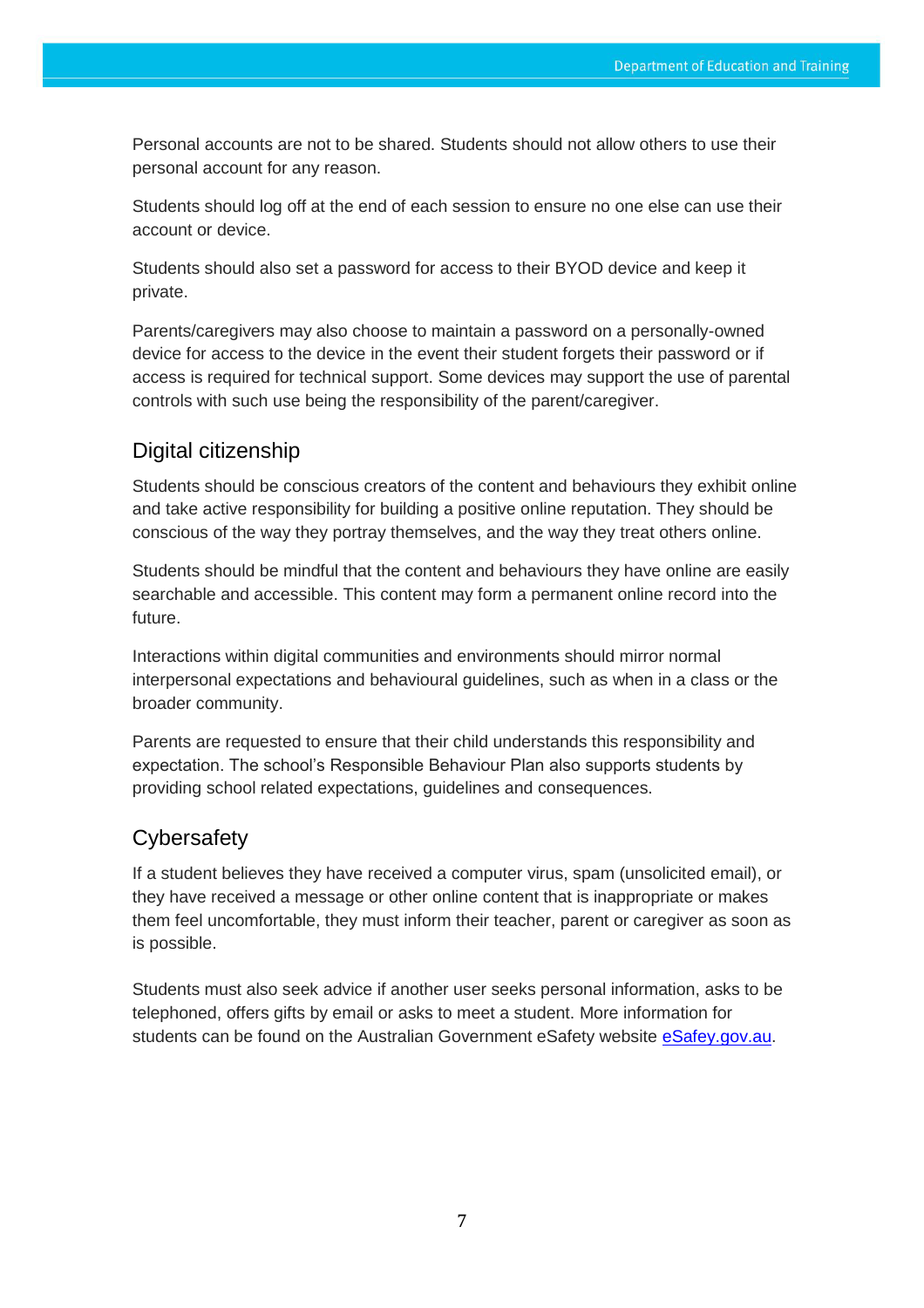Personal accounts are not to be shared. Students should not allow others to use their personal account for any reason.

Students should log off at the end of each session to ensure no one else can use their account or device.

Students should also set a password for access to their BYOD device and keep it private.

Parents/caregivers may also choose to maintain a password on a personally-owned device for access to the device in the event their student forgets their password or if access is required for technical support. Some devices may support the use of parental controls with such use being the responsibility of the parent/caregiver.

## Digital citizenship

Students should be conscious creators of the content and behaviours they exhibit online and take active responsibility for building a positive online reputation. They should be conscious of the way they portray themselves, and the way they treat others online.

Students should be mindful that the content and behaviours they have online are easily searchable and accessible. This content may form a permanent online record into the future.

Interactions within digital communities and environments should mirror normal interpersonal expectations and behavioural guidelines, such as when in a class or the broader community.

Parents are requested to ensure that their child understands this responsibility and expectation. The school's Responsible Behaviour Plan also supports students by providing school related expectations, guidelines and consequences.

## Cybersafety

If a student believes they have received a computer virus, spam (unsolicited email), or they have received a message or other online content that is inappropriate or makes them feel uncomfortable, they must inform their teacher, parent or caregiver as soon as is possible.

Students must also seek advice if another user seeks personal information, asks to be telephoned, offers gifts by email or asks to meet a student. More information for students can be found on the Australian Government eSafety website [eSafey.gov.au](https://www.esafety.gov.au).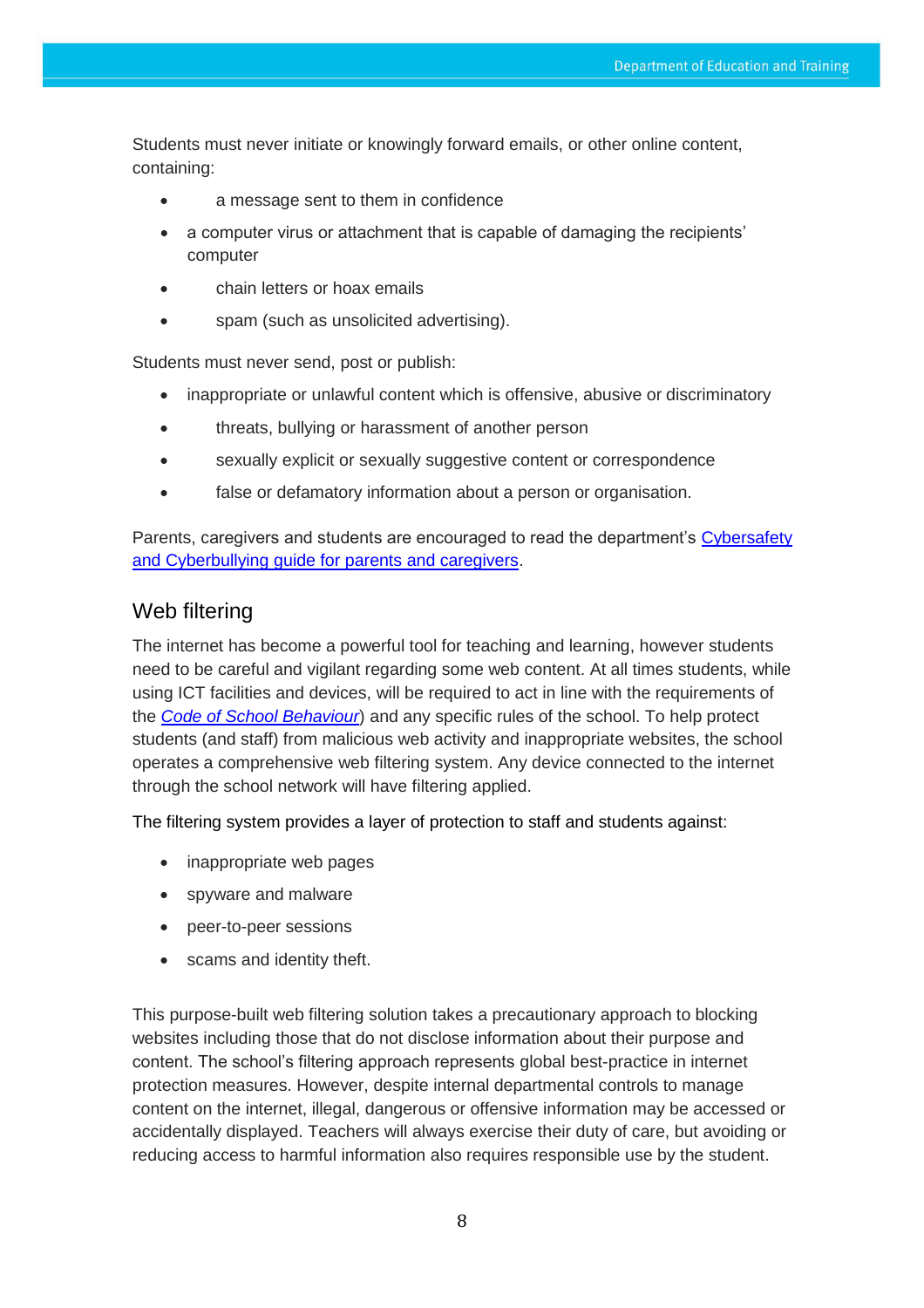Students must never initiate or knowingly forward emails, or other online content, containing:

- a message sent to them in confidence
- a computer virus or attachment that is capable of damaging the recipients' computer
- chain letters or hoax emails
- spam (such as unsolicited advertising).

Students must never send, post or publish:

- inappropriate or unlawful content which is offensive, abusive or discriminatory
- threats, bullying or harassment of another person
- sexually explicit or sexually suggestive content or correspondence
- false or defamatory information about a person or organisation.

Parents, caregivers and students are encouraged to read the department's Cybersafety and Cyberbullying guide for parents and caregivers.

## Web filtering

The internet has become a powerful tool for teaching and learning, however students need to be careful and vigilant regarding some web content. At all times students, while using ICT facilities and devices, will be required to act in line with the requirements of the *Code of School Behaviour*) and any specific rules of the school. To help protect students (and staff) from malicious web activity and inappropriate websites, the school operates a comprehensive web filtering system. Any device connected to the internet through the school network will have filtering applied.

The filtering system provides a layer of protection to staff and students against:

- inappropriate web pages
- spyware and malware
- peer-to-peer sessions
- scams and identity theft.

This purpose-built web filtering solution takes a precautionary approach to blocking websites including those that do not disclose information about their purpose and content. The school's filtering approach represents global best-practice in internet protection measures. However, despite internal departmental controls to manage content on the internet, illegal, dangerous or offensive information may be accessed or accidentally displayed. Teachers will always exercise their duty of care, but avoiding or reducing access to harmful information also requires responsible use by the student.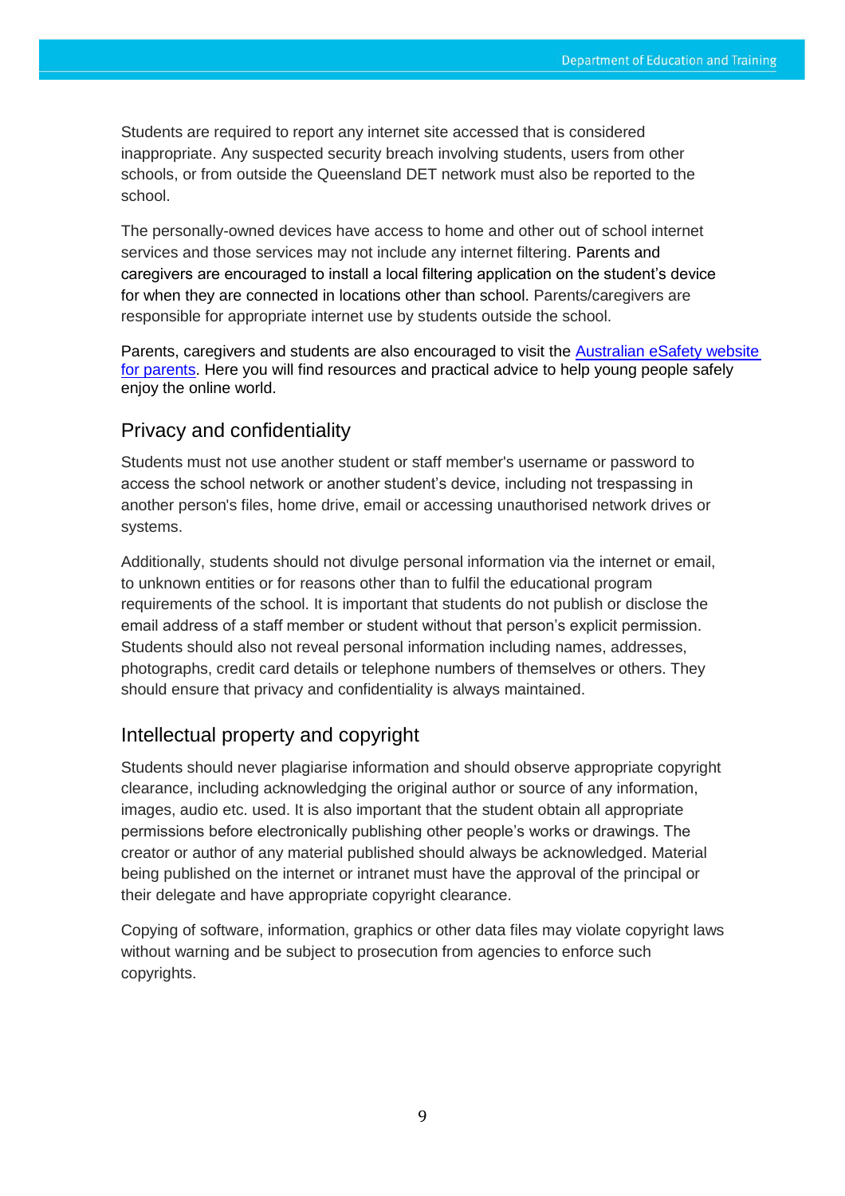Students are required to report any internet site accessed that is considered inappropriate. Any suspected security breach involving students, users from other schools, or from outside the Queensland DET network must also be reported to the school.

The personally-owned devices have access to home and other out of school internet services and those services may not include any internet filtering. Parents and caregivers are encouraged to install a local filtering application on the student's device for when they are connected in locations other than school. Parents/caregivers are responsible for appropriate internet use by students outside the school.

Parents, caregivers and students are also encouraged to visit the [Australian eSafety website for parents](). Here you will find resources and practical advice to help young people safely enjoy the online world.

## Privacy and confidentiality

Students must not use another student or staff member's username or password to access the school network or another student's device, including not trespassing in another person's files, home drive, email or accessing unauthorised network drives or systems.

Additionally, students should not divulge personal information via the internet or email, to unknown entities or for reasons other than to fulfil the educational program requirements of the school. It is important that students do not publish or disclose the email address of a staff member or student without that person's explicit permission. Students should also not reveal personal information including names, addresses, photographs, credit card details or telephone numbers of themselves or others. They should ensure that privacy and confidentiality is always maintained.

## Intellectual property and copyright

Students should never plagiarise information and should observe appropriate copyright clearance, including acknowledging the original author or source of any information, images, audio etc. used. It is also important that the student obtain all appropriate permissions before electronically publishing other people's works or drawings. The creator or author of any material published should always be acknowledged. Material being published on the internet or intranet must have the approval of the principal or their delegate and have appropriate copyright clearance.

Copying of software, information, graphics or other data files may violate copyright laws without warning and be subject to prosecution from agencies to enforce such copyrights.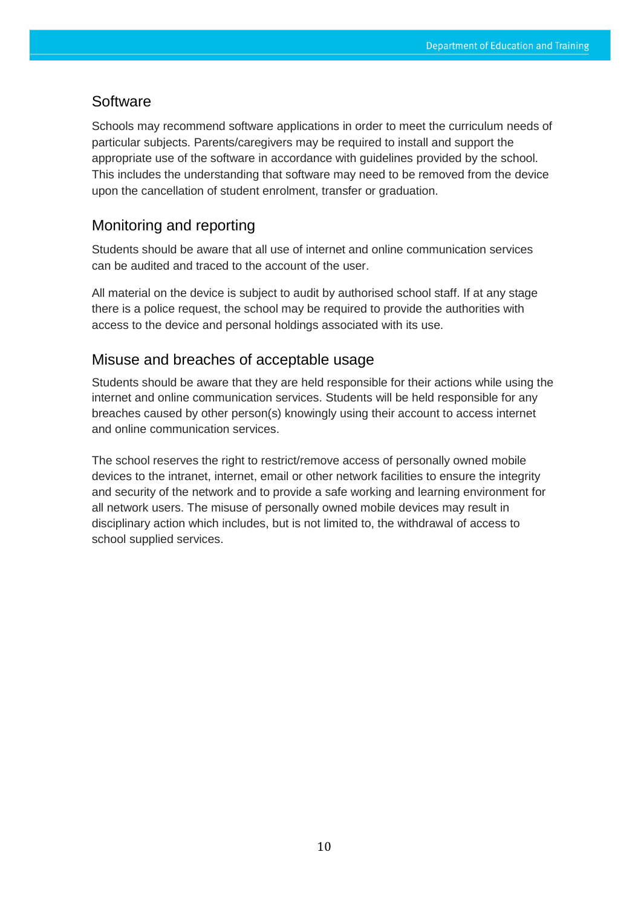## Software

Schools may recommend software applications in order to meet the curriculum needs of particular subjects. Parents/caregivers may be required to install and support the appropriate use of the software in accordance with guidelines provided by the school. This includes the understanding that software may need to be removed from the device upon the cancellation of student enrolment, transfer or graduation.

## Monitoring and reporting

Students should be aware that all use of internet and online communication services can be audited and traced to the account of the user.

All material on the device is subject to audit by authorised school staff. If at any stage there is a police request, the school may be required to provide the authorities with access to the device and personal holdings associated with its use.

## Misuse and breaches of acceptable usage

Students should be aware that they are held responsible for their actions while using the internet and online communication services. Students will be held responsible for any breaches caused by other person(s) knowingly using their account to access internet and online communication services.

The school reserves the right to restrict/remove access of personally owned mobile devices to the intranet, internet, email or other network facilities to ensure the integrity and security of the network and to provide a safe working and learning environment for all network users. The misuse of personally owned mobile devices may result in disciplinary action which includes, but is not limited to, the withdrawal of access to school supplied services.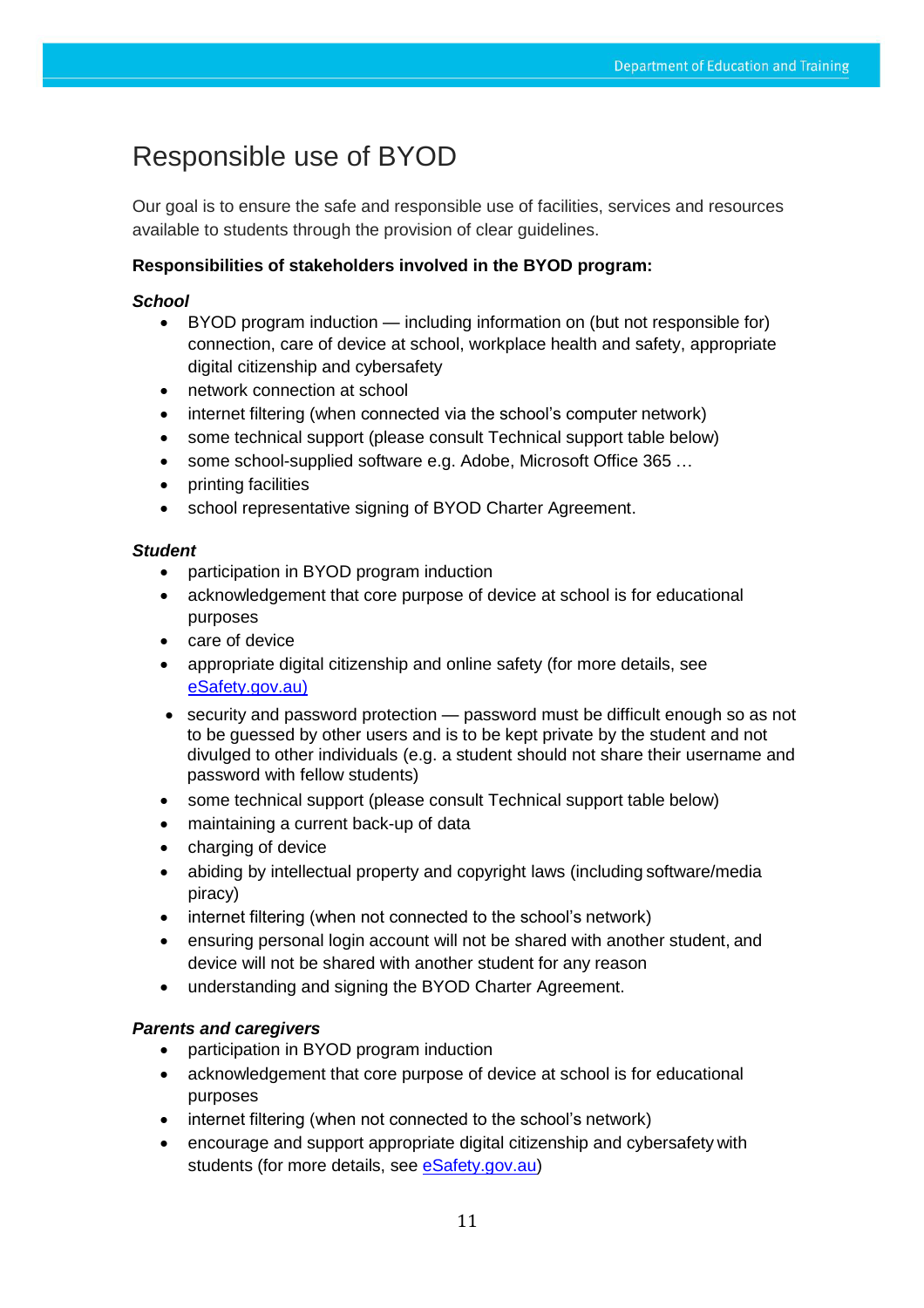# Responsible use of BYOD

Our goal is to ensure the safe and responsible use of facilities, services and resources available to students through the provision of clear guidelines.

**Responsibilities of stakeholders involved in the BYOD program:**

***School***

- BYOD program induction — including information on (but not responsible for) connection, care of device at school, workplace health and safety, appropriate digital citizenship and cybersafety
- network connection at school
- internet filtering (when connected via the school's computer network)
- some technical support (please consult Technical support table below)
- some school-supplied software e.g. Adobe, Microsoft Office 365 …
- printing facilities
- school representative signing of BYOD Charter Agreement.

***Student***

- participation in BYOD program induction
- acknowledgement that core purpose of device at school is for educational purposes
- care of device
- appropriate digital citizenship and online safety (for more details, see [eSafety.gov.au)](eSafety.gov.au)
- security and password protection — password must be difficult enough so as not to be guessed by other users and is to be kept private by the student and not divulged to other individuals (e.g. a student should not share their username and password with fellow students)
- some technical support (please consult Technical support table below)
- maintaining a current back-up of data
- charging of device
- abiding by intellectual property and copyright laws (including software/media piracy)
- internet filtering (when not connected to the school's network)
- ensuring personal login account will not be shared with another student, and device will not be shared with another student for any reason
- understanding and signing the BYOD Charter Agreement.

***Parents and caregivers***

- participation in BYOD program induction
- acknowledgement that core purpose of device at school is for educational purposes
- internet filtering (when not connected to the school's network)
- encourage and support appropriate digital citizenship and cybersafety with students (for more details, see [eSafety.gov.au](eSafety.gov.au))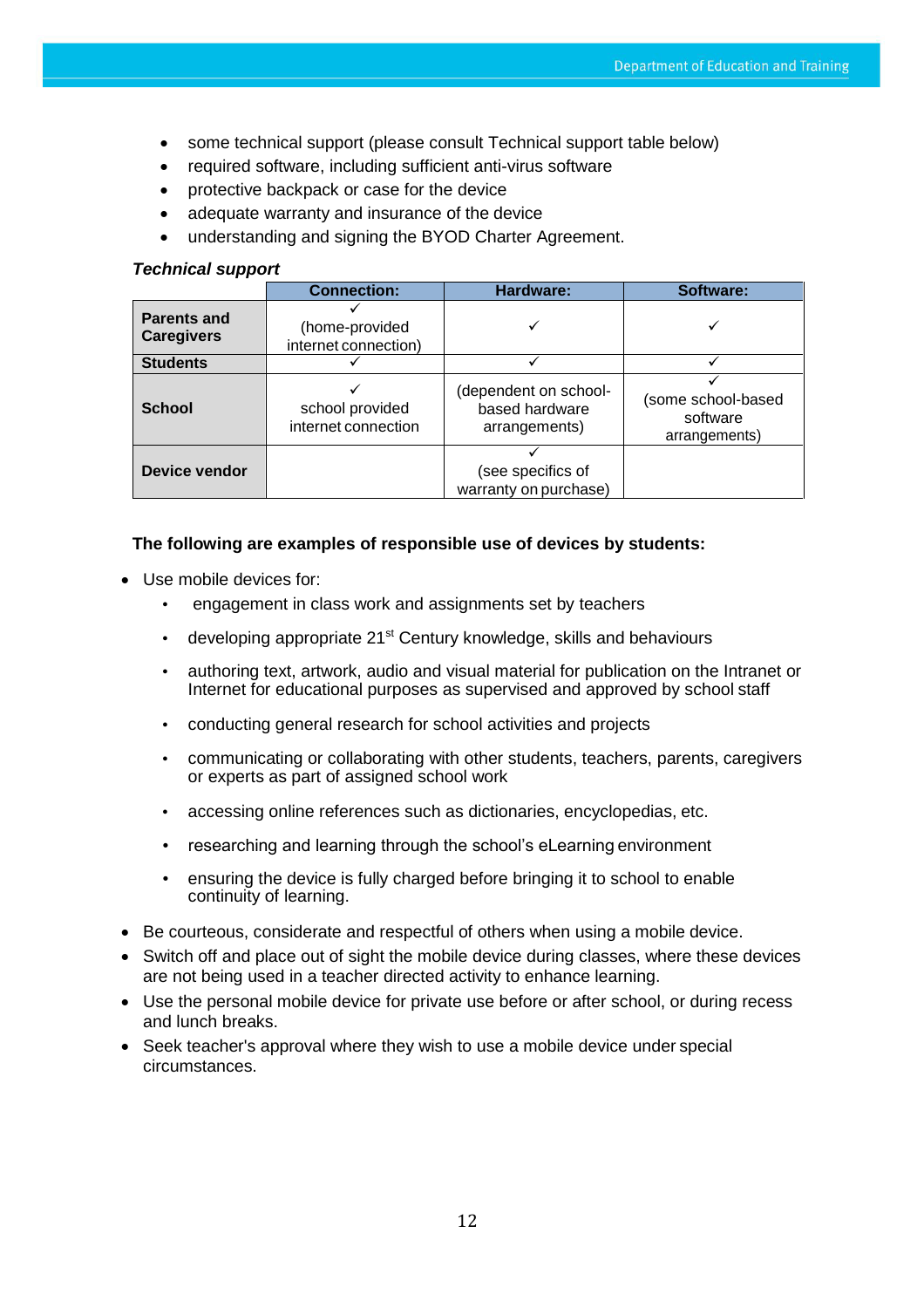- some technical support (please consult Technical support table below)
- required software, including sufficient anti-virus software
- protective backpack or case for the device
- adequate warranty and insurance of the device
- understanding and signing the BYOD Charter Agreement.

***Technical support***

| | Connection: | Hardware: | Software: |
|---|---|---|---|
| **Parents and Caregivers** | ✓ (home-provided internet connection) | ✓ | ✓ |
| **Students** | ✓ | ✓ | ✓ |
| **School** | ✓ school provided internet connection | (dependent on school-based hardware arrangements) | ✓ (some school-based software arrangements) |
| **Device vendor** | | ✓ (see specifics of warranty on purchase) | |

**The following are examples of responsible use of devices by students:**

- Use mobile devices for:
    - engagement in class work and assignments set by teachers
    - developing appropriate 21st Century knowledge, skills and behaviours
    - authoring text, artwork, audio and visual material for publication on the Intranet or Internet for educational purposes as supervised and approved by school staff
    - conducting general research for school activities and projects
    - communicating or collaborating with other students, teachers, parents, caregivers or experts as part of assigned school work
    - accessing online references such as dictionaries, encyclopedias, etc.
    - researching and learning through the school's eLearning environment
    - ensuring the device is fully charged before bringing it to school to enable continuity of learning.
- Be courteous, considerate and respectful of others when using a mobile device.
- Switch off and place out of sight the mobile device during classes, where these devices are not being used in a teacher directed activity to enhance learning.
- Use the personal mobile device for private use before or after school, or during recess and lunch breaks.
- Seek teacher's approval where they wish to use a mobile device under special circumstances.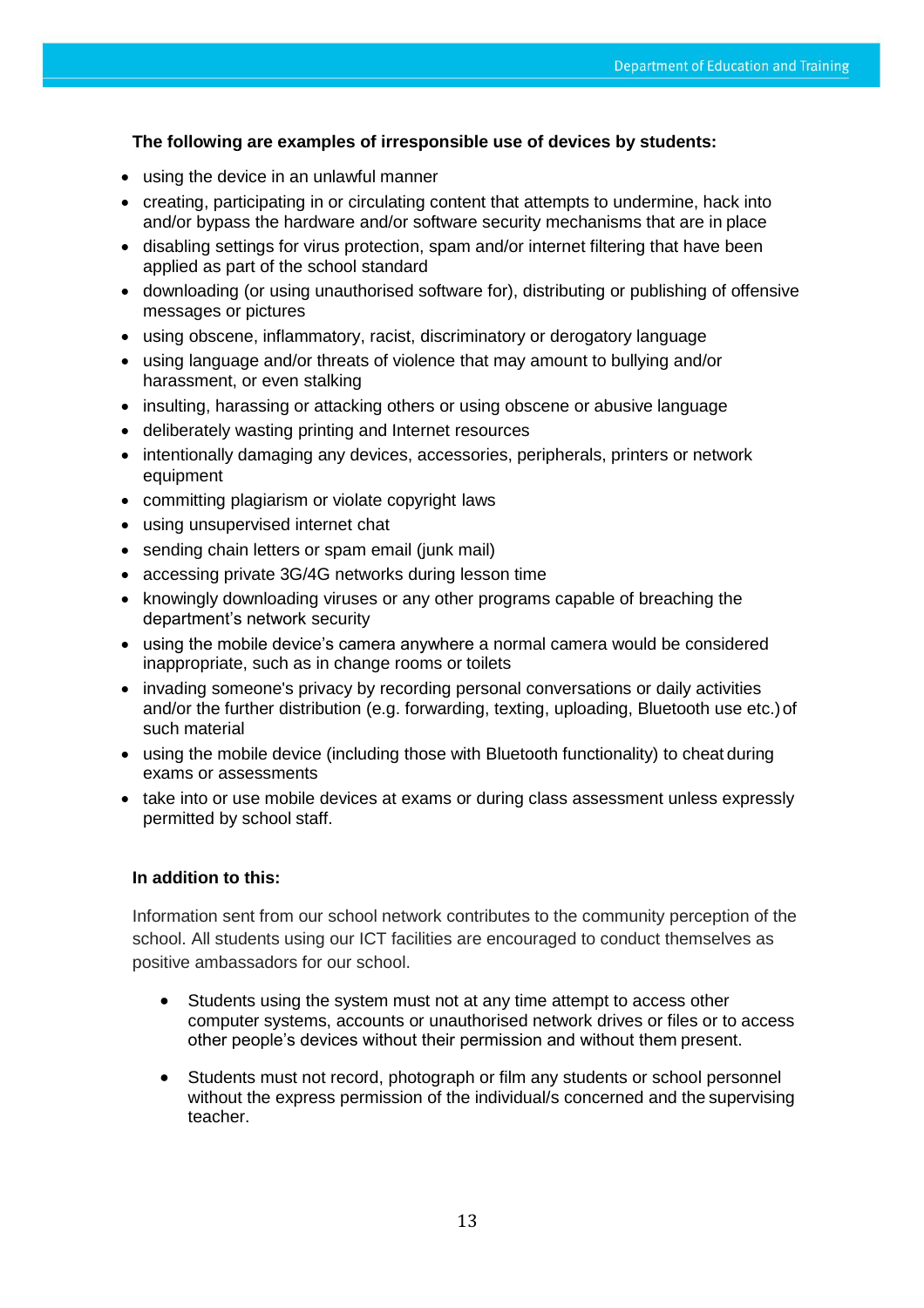**The following are examples of irresponsible use of devices by students:**

- using the device in an unlawful manner
- creating, participating in or circulating content that attempts to undermine, hack into and/or bypass the hardware and/or software security mechanisms that are in place
- disabling settings for virus protection, spam and/or internet filtering that have been applied as part of the school standard
- downloading (or using unauthorised software for), distributing or publishing of offensive messages or pictures
- using obscene, inflammatory, racist, discriminatory or derogatory language
- using language and/or threats of violence that may amount to bullying and/or harassment, or even stalking
- insulting, harassing or attacking others or using obscene or abusive language
- deliberately wasting printing and Internet resources
- intentionally damaging any devices, accessories, peripherals, printers or network equipment
- committing plagiarism or violate copyright laws
- using unsupervised internet chat
- sending chain letters or spam email (junk mail)
- accessing private 3G/4G networks during lesson time
- knowingly downloading viruses or any other programs capable of breaching the department's network security
- using the mobile device's camera anywhere a normal camera would be considered inappropriate, such as in change rooms or toilets
- invading someone's privacy by recording personal conversations or daily activities and/or the further distribution (e.g. forwarding, texting, uploading, Bluetooth use etc.) of such material
- using the mobile device (including those with Bluetooth functionality) to cheat during exams or assessments
- take into or use mobile devices at exams or during class assessment unless expressly permitted by school staff.

**In addition to this:**

Information sent from our school network contributes to the community perception of the school. All students using our ICT facilities are encouraged to conduct themselves as positive ambassadors for our school.

- Students using the system must not at any time attempt to access other computer systems, accounts or unauthorised network drives or files or to access other people's devices without their permission and without them present.
- Students must not record, photograph or film any students or school personnel without the express permission of the individual/s concerned and the supervising teacher.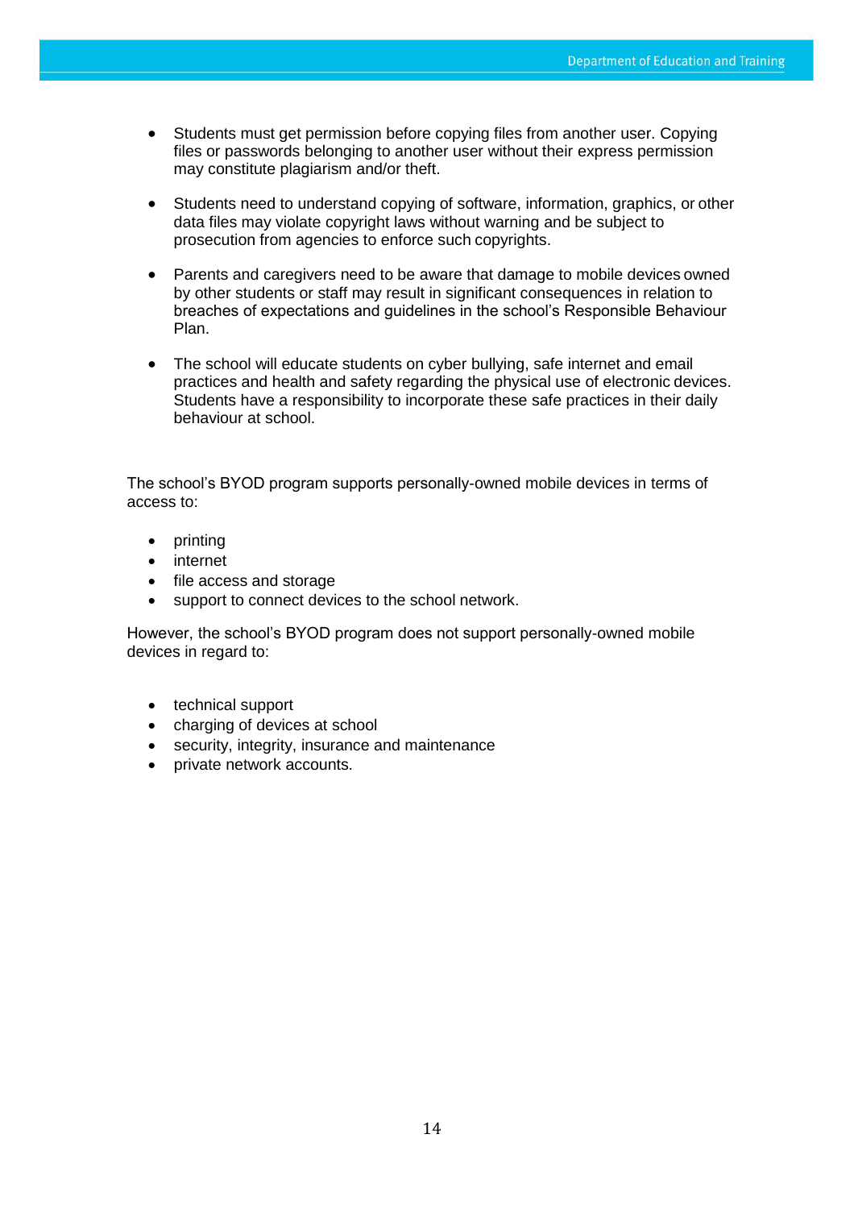- Students must get permission before copying files from another user. Copying files or passwords belonging to another user without their express permission may constitute plagiarism and/or theft.

- Students need to understand copying of software, information, graphics, or other data files may violate copyright laws without warning and be subject to prosecution from agencies to enforce such copyrights.

- Parents and caregivers need to be aware that damage to mobile devices owned by other students or staff may result in significant consequences in relation to breaches of expectations and guidelines in the school's Responsible Behaviour Plan.

- The school will educate students on cyber bullying, safe internet and email practices and health and safety regarding the physical use of electronic devices. Students have a responsibility to incorporate these safe practices in their daily behaviour at school.

The school's BYOD program supports personally-owned mobile devices in terms of access to:

- printing
- internet
- file access and storage
- support to connect devices to the school network.

However, the school's BYOD program does not support personally-owned mobile devices in regard to:

- technical support
- charging of devices at school
- security, integrity, insurance and maintenance
- private network accounts.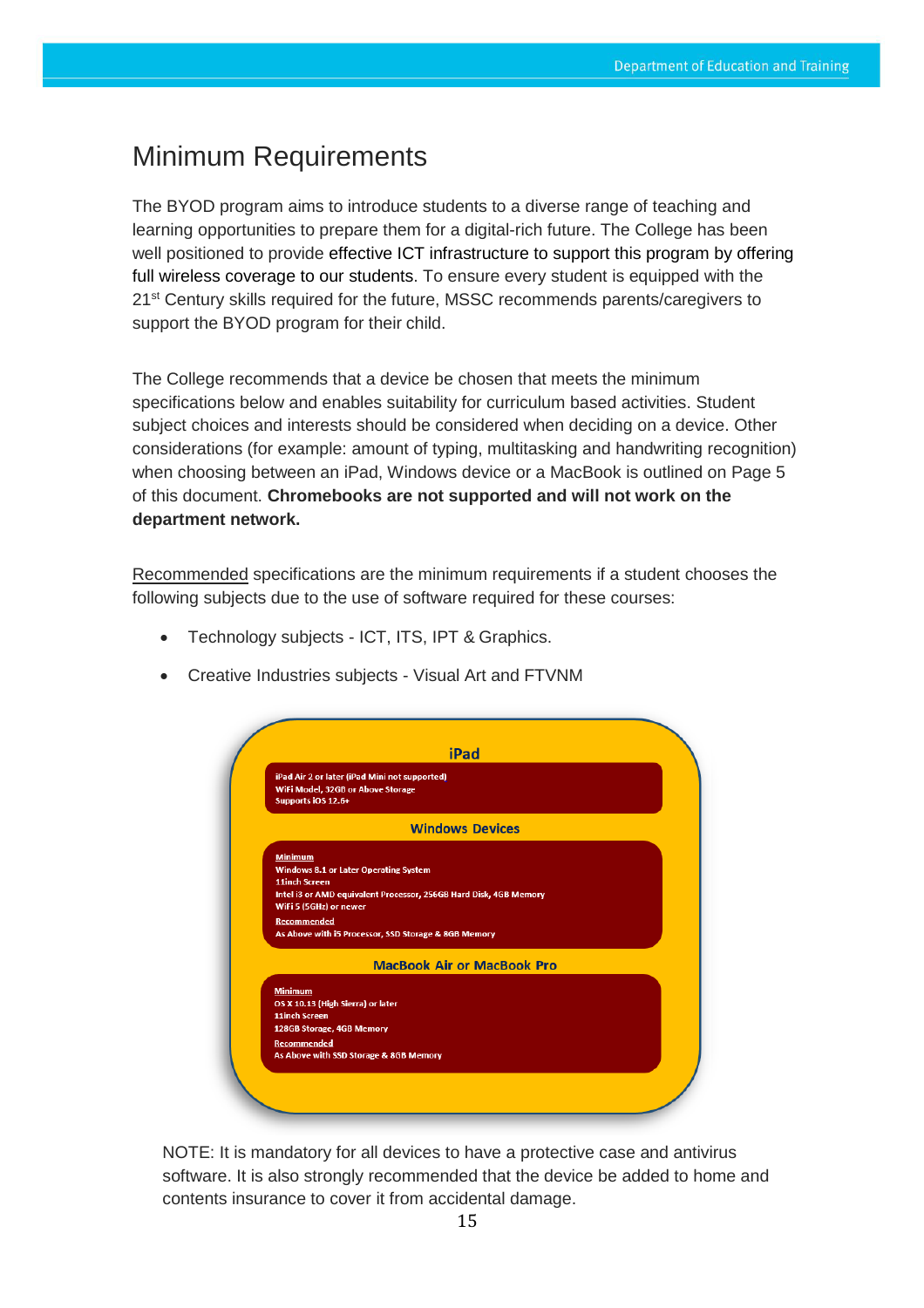# Minimum Requirements

The BYOD program aims to introduce students to a diverse range of teaching and learning opportunities to prepare them for a digital-rich future. The College has been well positioned to provide effective ICT infrastructure to support this program by offering full wireless coverage to our students. To ensure every student is equipped with the 21st Century skills required for the future, MSSC recommends parents/caregivers to support the BYOD program for their child.

The College recommends that a device be chosen that meets the minimum specifications below and enables suitability for curriculum based activities. Student subject choices and interests should be considered when deciding on a device. Other considerations (for example: amount of typing, multitasking and handwriting recognition) when choosing between an iPad, Windows device or a MacBook is outlined on Page 5 of this document. **Chromebooks are not supported and will not work on the department network.**

Recommended specifications are the minimum requirements if a student chooses the following subjects due to the use of software required for these courses:

- Technology subjects - ICT, ITS, IPT & Graphics.
- Creative Industries subjects - Visual Art and FTVNM

**iPad**

iPad Air 2 or later (iPad Mini not supported)
WiFi Model, 32GB or Above Storage
Supports iOS 12.6+

**Windows Devices**

Minimum
Windows 8.1 or Later Operating System
11inch Screen
Intel i3 or AMD equivalent Processor, 256GB Hard Disk, 4GB Memory
WiFi 5 (5GHz) or newer
Recommended
As Above with i5 Processor, SSD Storage & 8GB Memory

**MacBook Air or MacBook Pro**

Minimum
OS X 10.13 (High Sierra) or later
11inch Screen
128GB Storage, 4GB Memory
Recommended
As Above with SSD Storage & 8GB Memory

NOTE: It is mandatory for all devices to have a protective case and antivirus software. It is also strongly recommended that the device be added to home and contents insurance to cover it from accidental damage.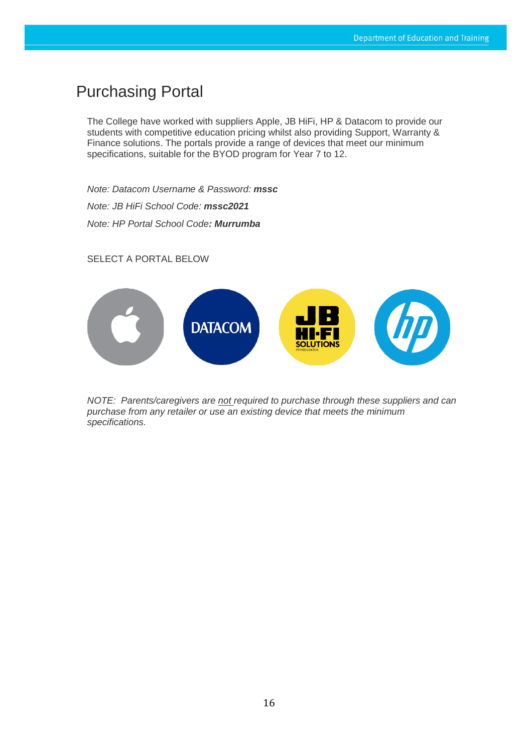# Purchasing Portal

The College have worked with suppliers Apple, JB HiFi, HP & Datacom to provide our students with competitive education pricing whilst also providing Support, Warranty & Finance solutions. The portals provide a range of devices that meet our minimum specifications, suitable for the BYOD program for Year 7 to 12.

*Note: Datacom Username & Password:* ***mssc***

*Note: JB HiFi School Code:* ***mssc2021***

*Note: HP Portal School Code****: Murrumba***

SELECT A PORTAL BELOW

DATACOM

JB HI-FI SOLUTIONS FOR EDUCATION

hp

*NOTE: Parents/caregivers are* *not* *required to purchase through these suppliers and can purchase from any retailer or use an existing device that meets the minimum specifications.*